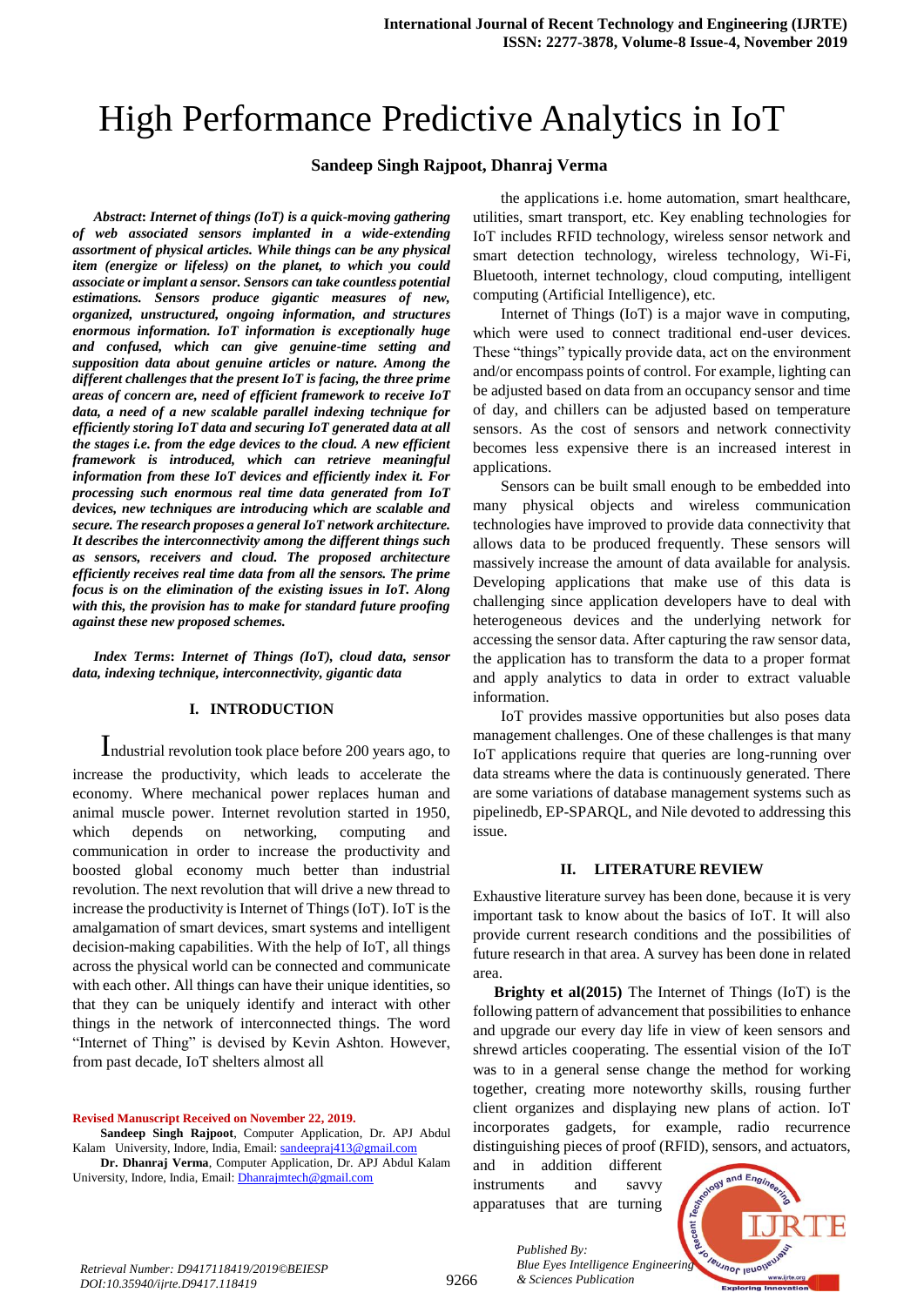# High Performance Predictive Analytics in IoT

**Sandeep Singh Rajpoot, Dhanraj Verma**

***Abstract*: *Internet of things (IoT) is a quick-moving gathering of web associated sensors implanted in a wide-extending assortment of physical articles. While things can be any physical item (energize or lifeless) on the planet, to which you could associate or implant a sensor. Sensors can take countless potential estimations. Sensors produce gigantic measures of new, organized, unstructured, ongoing information, and structures enormous information. IoT information is exceptionally huge and confused, which can give genuine-time setting and supposition data about genuine articles or nature. Among the different challenges that the present IoT is facing, the three prime areas of concern are, need of efficient framework to receive IoT data, a need of a new scalable parallel indexing technique for efficiently storing IoT data and securing IoT generated data at all the stages i.e. from the edge devices to the cloud. A new efficient framework is introduced, which can retrieve meaningful information from these IoT devices and efficiently index it. For processing such enormous real time data generated from IoT devices, new techniques are introducing which are scalable and secure. The research proposes a general IoT network architecture. It describes the interconnectivity among the different things such as sensors, receivers and cloud. The proposed architecture efficiently receives real time data from all the sensors. The prime focus is on the elimination of the existing issues in IoT. Along with this, the provision has to make for standard future proofing against these new proposed schemes.***

***Index Terms*: *Internet of Things (IoT), cloud data, sensor data, indexing technique, interconnectivity, gigantic data***

## I. INTRODUCTION

Industrial revolution took place before 200 years ago, to increase the productivity, which leads to accelerate the economy. Where mechanical power replaces human and animal muscle power. Internet revolution started in 1950, which depends on networking, computing and communication in order to increase the productivity and boosted global economy much better than industrial revolution. The next revolution that will drive a new thread to increase the productivity is Internet of Things (IoT). IoT is the amalgamation of smart devices, smart systems and intelligent decision-making capabilities. With the help of IoT, all things across the physical world can be connected and communicate with each other. All things can have their unique identities, so that they can be uniquely identify and interact with other things in the network of interconnected things. The word "Internet of Thing" is devised by Kevin Ashton. However, from past decade, IoT shelters almost all the applications i.e. home automation, smart healthcare, utilities, smart transport, etc. Key enabling technologies for IoT includes RFID technology, wireless sensor network and smart detection technology, wireless technology, Wi-Fi, Bluetooth, internet technology, cloud computing, intelligent computing (Artificial Intelligence), etc.

Internet of Things (IoT) is a major wave in computing, which were used to connect traditional end-user devices. These "things" typically provide data, act on the environment and/or encompass points of control. For example, lighting can be adjusted based on data from an occupancy sensor and time of day, and chillers can be adjusted based on temperature sensors. As the cost of sensors and network connectivity becomes less expensive there is an increased interest in applications.

Sensors can be built small enough to be embedded into many physical objects and wireless communication technologies have improved to provide data connectivity that allows data to be produced frequently. These sensors will massively increase the amount of data available for analysis. Developing applications that make use of this data is challenging since application developers have to deal with heterogeneous devices and the underlying network for accessing the sensor data. After capturing the raw sensor data, the application has to transform the data to a proper format and apply analytics to data in order to extract valuable information.

IoT provides massive opportunities but also poses data management challenges. One of these challenges is that many IoT applications require that queries are long-running over data streams where the data is continuously generated. There are some variations of database management systems such as pipelinedb, EP-SPARQL, and Nile devoted to addressing this issue.

## II. LITERATURE REVIEW

Exhaustive literature survey has been done, because it is very important task to know about the basics of IoT. It will also provide current research conditions and the possibilities of future research in that area. A survey has been done in related area.

**Brighty et al(2015)** The Internet of Things (IoT) is the following pattern of advancement that possibilities to enhance and upgrade our every day life in view of keen sensors and shrewd articles cooperating. The essential vision of the IoT was to in a general sense change the method for working together, creating more noteworthy skills, rousing further client organizes and displaying new plans of action. IoT incorporates gadgets, for example, radio recurrence distinguishing pieces of proof (RFID), sensors, and actuators, and in addition different instruments and savvy apparatuses that are turning

**Revised Manuscript Received on November 22, 2019.**

**Sandeep Singh Rajpoot**, Computer Application, Dr. APJ Abdul Kalam University, Indore, India, Email: sandeepraj413@gmail.com

**Dr. Dhanraj Verma**, Computer Application, Dr. APJ Abdul Kalam University, Indore, India, Email: Dhanrajmtech@gmail.com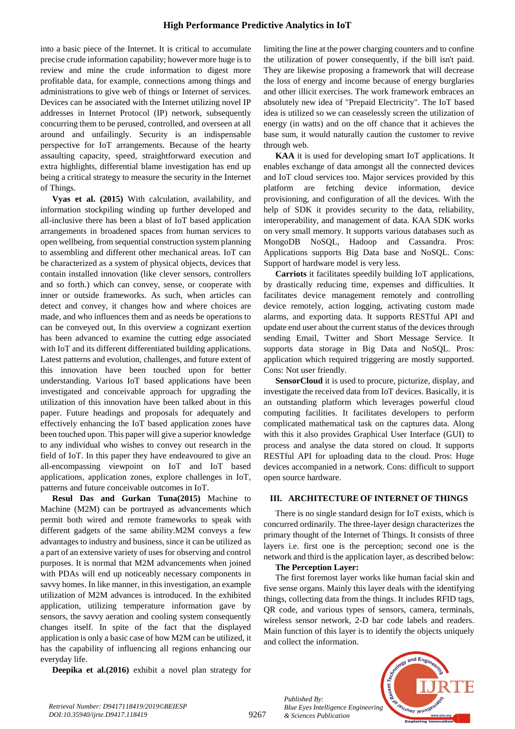into a basic piece of the Internet. It is critical to accumulate precise crude information capability; however more huge is to review and mine the crude information to digest more profitable data, for example, connections among things and administrations to give web of things or Internet of services. Devices can be associated with the Internet utilizing novel IP addresses in Internet Protocol (IP) network, subsequently concurring them to be perused, controlled, and overseen at all around and unfailingly. Security is an indispensable perspective for IoT arrangements. Because of the hearty assaulting capacity, speed, straightforward execution and extra highlights, differential blame investigation has end up being a critical strategy to measure the security in the Internet of Things.

**Vyas et al. (2015)** With calculation, availability, and information stockpiling winding up further developed and all-inclusive there has been a blast of IoT based application arrangements in broadened spaces from human services to open wellbeing, from sequential construction system planning to assembling and different other mechanical areas. IoT can be characterized as a system of physical objects, devices that contain installed innovation (like clever sensors, controllers and so forth.) which can convey, sense, or cooperate with inner or outside frameworks. As such, when articles can detect and convey, it changes how and where choices are made, and who influences them and as needs be operations to can be conveyed out, In this overview a cognizant exertion has been advanced to examine the cutting edge associated with IoT and its different differentiated building applications. Latest patterns and evolution, challenges, and future extent of this innovation have been touched upon for better understanding. Various IoT based applications have been investigated and conceivable approach for upgrading the utilization of this innovation have been talked about in this paper. Future headings and proposals for adequately and effectively enhancing the IoT based application zones have been touched upon. This paper will give a superior knowledge to any individual who wishes to convey out research in the field of IoT. In this paper they have endeavoured to give an all-encompassing viewpoint on IoT and IoT based applications, application zones, explore challenges in IoT, patterns and future conceivable outcomes in IoT.

**Resul Das and Gurkan Tuna(2015)** Machine to Machine (M2M) can be portrayed as advancements which permit both wired and remote frameworks to speak with different gadgets of the same ability.M2M conveys a few advantages to industry and business, since it can be utilized as a part of an extensive variety of uses for observing and control purposes. It is normal that M2M advancements when joined with PDAs will end up noticeably necessary components in savvy homes. In like manner, in this investigation, an example utilization of M2M advances is introduced. In the exhibited application, utilizing temperature information gave by sensors, the savvy aeration and cooling system consequently changes itself. In spite of the fact that the displayed application is only a basic case of how M2M can be utilized, it has the capability of influencing all regions enhancing our everyday life.

**Deepika et al.(2016)** exhibit a novel plan strategy for limiting the line at the power charging counters and to confine the utilization of power consequently, if the bill isn't paid. They are likewise proposing a framework that will decrease the loss of energy and income because of energy burglaries and other illicit exercises. The work framework embraces an absolutely new idea of "Prepaid Electricity". The IoT based idea is utilized so we can ceaselessly screen the utilization of energy (in watts) and on the off chance that it achieves the base sum, it would naturally caution the customer to revive through web.

**KAA** it is used for developing smart IoT applications. It enables exchange of data amongst all the connected devices and IoT cloud services too. Major services provided by this platform are fetching device information, device provisioning, and configuration of all the devices. With the help of SDK it provides security to the data, reliability, interoperability, and management of data. KAA SDK works on very small memory. It supports various databases such as MongoDB NoSQL, Hadoop and Cassandra. Pros: Applications supports Big Data base and NoSQL. Cons: Support of hardware model is very less.

**Carriots** it facilitates speedily building IoT applications, by drastically reducing time, expenses and difficulties. It facilitates device management remotely and controlling device remotely, action logging, activating custom made alarms, and exporting data. It supports RESTful API and update end user about the current status of the devices through sending Email, Twitter and Short Message Service. It supports data storage in Big Data and NoSQL. Pros: application which required triggering are mostly supported. Cons: Not user friendly.

**SensorCloud** it is used to procure, picturize, display, and investigate the received data from IoT devices. Basically, it is an outstanding platform which leverages powerful cloud computing facilities. It facilitates developers to perform complicated mathematical task on the captures data. Along with this it also provides Graphical User Interface (GUI) to process and analyse the data stored on cloud. It supports RESTful API for uploading data to the cloud. Pros: Huge devices accompanied in a network. Cons: difficult to support open source hardware.

## III. ARCHITECTURE OF INTERNET OF THINGS

There is no single standard design for IoT exists, which is concurred ordinarily. The three-layer design characterizes the primary thought of the Internet of Things. It consists of three layers i.e. first one is the perception; second one is the network and third is the application layer, as described below:

**The Perception Layer:**

The first foremost layer works like human facial skin and five sense organs. Mainly this layer deals with the identifying things, collecting data from the things. It includes RFID tags, QR code, and various types of sensors, camera, terminals, wireless sensor network, 2-D bar code labels and readers. Main function of this layer is to identify the objects uniquely and collect the information.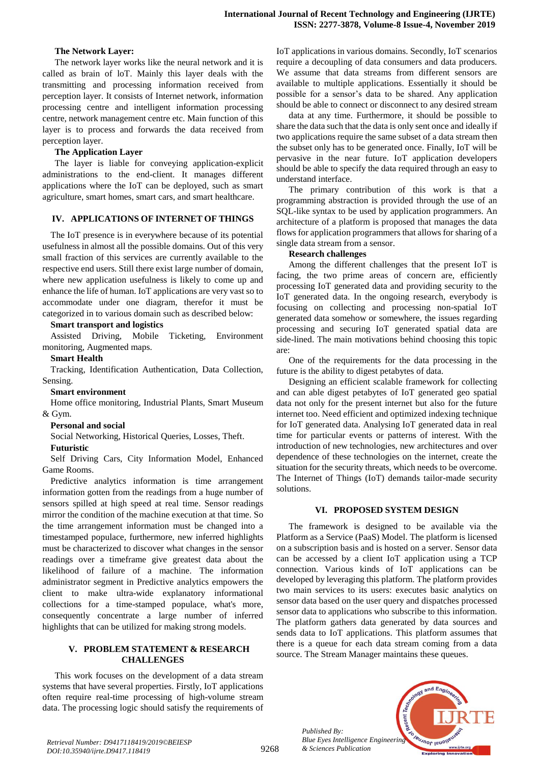### The Network Layer:

The network layer works like the neural network and it is called as brain of IoT. Mainly this layer deals with the transmitting and processing information received from perception layer. It consists of Internet network, information processing centre and intelligent information processing centre, network management centre etc. Main function of this layer is to process and forwards the data received from perception layer.

### The Application Layer

The layer is liable for conveying application-explicit administrations to the end-client. It manages different applications where the IoT can be deployed, such as smart agriculture, smart homes, smart cars, and smart healthcare.

## IV. APPLICATIONS OF INTERNET OF THINGS

The IoT presence is in everywhere because of its potential usefulness in almost all the possible domains. Out of this very small fraction of this services are currently available to the respective end users. Still there exist large number of domain, where new application usefulness is likely to come up and enhance the life of human. IoT applications are very vast so to accommodate under one diagram, therefor it must be categorized in to various domain such as described below:

**Smart transport and logistics**

Assisted Driving, Mobile Ticketing, Environment monitoring, Augmented maps.

**Smart Health**

Tracking, Identification Authentication, Data Collection, Sensing.

**Smart environment**

Home office monitoring, Industrial Plants, Smart Museum & Gym.

**Personal and social**

Social Networking, Historical Queries, Losses, Theft.

**Futuristic**

Self Driving Cars, City Information Model, Enhanced Game Rooms.

Predictive analytics information is time arrangement information gotten from the readings from a huge number of sensors spilled at high speed at real time. Sensor readings mirror the condition of the machine execution at that time. So the time arrangement information must be changed into a timestamped populace, furthermore, new inferred highlights must be characterized to discover what changes in the sensor readings over a timeframe give greatest data about the likelihood of failure of a machine. The information administrator segment in Predictive analytics empowers the client to make ultra-wide explanatory informational collections for a time-stamped populace, what's more, consequently concentrate a large number of inferred highlights that can be utilized for making strong models.

## V. PROBLEM STATEMENT & RESEARCH CHALLENGES

This work focuses on the development of a data stream systems that have several properties. Firstly, IoT applications often require real-time processing of high-volume stream data. The processing logic should satisfy the requirements of IoT applications in various domains. Secondly, IoT scenarios require a decoupling of data consumers and data producers. We assume that data streams from different sensors are available to multiple applications. Essentially it should be possible for a sensor's data to be shared. Any application should be able to connect or disconnect to any desired stream data at any time. Furthermore, it should be possible to share the data such that the data is only sent once and ideally if two applications require the same subset of a data stream then the subset only has to be generated once. Finally, IoT will be pervasive in the near future. IoT application developers should be able to specify the data required through an easy to understand interface.

The primary contribution of this work is that a programming abstraction is provided through the use of an SQL-like syntax to be used by application programmers. An architecture of a platform is proposed that manages the data flows for application programmers that allows for sharing of a single data stream from a sensor.

**Research challenges**

Among the different challenges that the present IoT is facing, the two prime areas of concern are, efficiently processing IoT generated data and providing security to the IoT generated data. In the ongoing research, everybody is focusing on collecting and processing non-spatial IoT generated data somehow or somewhere, the issues regarding processing and securing IoT generated spatial data are side-lined. The main motivations behind choosing this topic are:

One of the requirements for the data processing in the future is the ability to digest petabytes of data.

Designing an efficient scalable framework for collecting and can able digest petabytes of IoT generated geo spatial data not only for the present internet but also for the future internet too. Need efficient and optimized indexing technique for IoT generated data. Analysing IoT generated data in real time for particular events or patterns of interest. With the introduction of new technologies, new architectures and over dependence of these technologies on the internet, create the situation for the security threats, which needs to be overcome. The Internet of Things (IoT) demands tailor-made security solutions.

## VI. PROPOSED SYSTEM DESIGN

The framework is designed to be available via the Platform as a Service (PaaS) Model. The platform is licensed on a subscription basis and is hosted on a server. Sensor data can be accessed by a client IoT application using a TCP connection. Various kinds of IoT applications can be developed by leveraging this platform. The platform provides two main services to its users: executes basic analytics on sensor data based on the user query and dispatches processed sensor data to applications who subscribe to this information. The platform gathers data generated by data sources and sends data to IoT applications. This platform assumes that there is a queue for each data stream coming from a data source. The Stream Manager maintains these queues.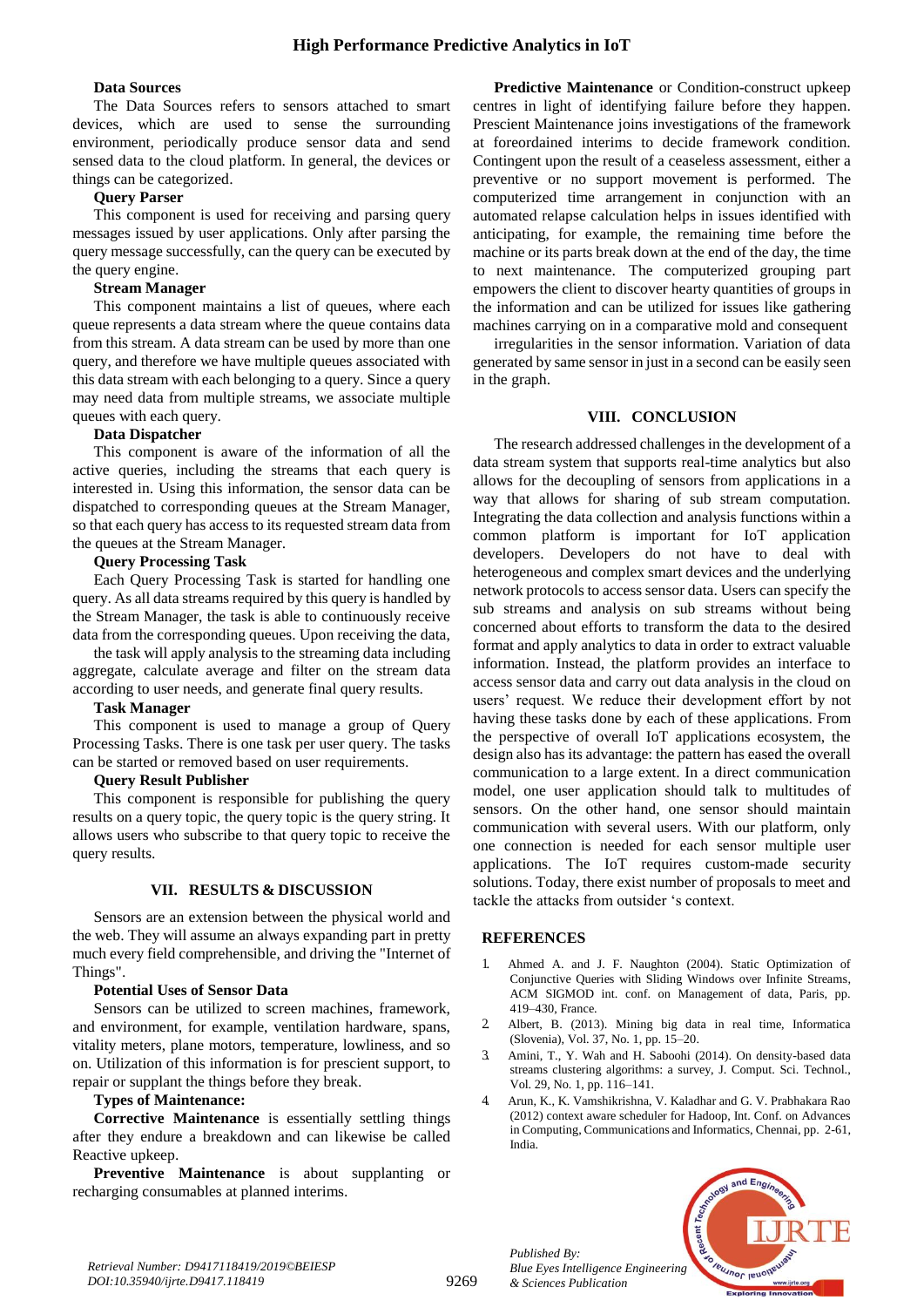**Data Sources**

The Data Sources refers to sensors attached to smart devices, which are used to sense the surrounding environment, periodically produce sensor data and send sensed data to the cloud platform. In general, the devices or things can be categorized.

**Query Parser**

This component is used for receiving and parsing query messages issued by user applications. Only after parsing the query message successfully, can the query can be executed by the query engine.

**Stream Manager**

This component maintains a list of queues, where each queue represents a data stream where the queue contains data from this stream. A data stream can be used by more than one query, and therefore we have multiple queues associated with this data stream with each belonging to a query. Since a query may need data from multiple streams, we associate multiple queues with each query.

**Data Dispatcher**

This component is aware of the information of all the active queries, including the streams that each query is interested in. Using this information, the sensor data can be dispatched to corresponding queues at the Stream Manager, so that each query has access to its requested stream data from the queues at the Stream Manager.

**Query Processing Task**

Each Query Processing Task is started for handling one query. As all data streams required by this query is handled by the Stream Manager, the task is able to continuously receive data from the corresponding queues. Upon receiving the data, the task will apply analysis to the streaming data including aggregate, calculate average and filter on the stream data according to user needs, and generate final query results.

**Task Manager**

This component is used to manage a group of Query Processing Tasks. There is one task per user query. The tasks can be started or removed based on user requirements.

**Query Result Publisher**

This component is responsible for publishing the query results on a query topic, the query topic is the query string. It allows users who subscribe to that query topic to receive the query results.

## VII. RESULTS & DISCUSSION

Sensors are an extension between the physical world and the web. They will assume an always expanding part in pretty much every field comprehensible, and driving the "Internet of Things".

**Potential Uses of Sensor Data**

Sensors can be utilized to screen machines, framework, and environment, for example, ventilation hardware, spans, vitality meters, plane motors, temperature, lowliness, and so on. Utilization of this information is for prescient support, to repair or supplant the things before they break.

**Types of Maintenance:**

**Corrective Maintenance** is essentially settling things after they endure a breakdown and can likewise be called Reactive upkeep.

**Preventive Maintenance** is about supplanting or recharging consumables at planned interims.

**Predictive Maintenance** or Condition-construct upkeep centres in light of identifying failure before they happen. Prescient Maintenance joins investigations of the framework at foreordained interims to decide framework condition. Contingent upon the result of a ceaseless assessment, either a preventive or no support movement is performed. The computerized time arrangement in conjunction with an automated relapse calculation helps in issues identified with anticipating, for example, the remaining time before the machine or its parts break down at the end of the day, the time to next maintenance. The computerized grouping part empowers the client to discover hearty quantities of groups in the information and can be utilized for issues like gathering machines carrying on in a comparative mold and consequent irregularities in the sensor information. Variation of data generated by same sensor in just in a second can be easily seen in the graph.

## VIII. CONCLUSION

The research addressed challenges in the development of a data stream system that supports real-time analytics but also allows for the decoupling of sensors from applications in a way that allows for sharing of sub stream computation. Integrating the data collection and analysis functions within a common platform is important for IoT application developers. Developers do not have to deal with heterogeneous and complex smart devices and the underlying network protocols to access sensor data. Users can specify the sub streams and analysis on sub streams without being concerned about efforts to transform the data to the desired format and apply analytics to data in order to extract valuable information. Instead, the platform provides an interface to access sensor data and carry out data analysis in the cloud on users' request. We reduce their development effort by not having these tasks done by each of these applications. From the perspective of overall IoT applications ecosystem, the design also has its advantage: the pattern has eased the overall communication to a large extent. In a direct communication model, one user application should talk to multitudes of sensors. On the other hand, one sensor should maintain communication with several users. With our platform, only one connection is needed for each sensor multiple user applications. The IoT requires custom-made security solutions. Today, there exist number of proposals to meet and tackle the attacks from outsider 's context.

## REFERENCES

1. Ahmed A. and J. F. Naughton (2004). Static Optimization of Conjunctive Queries with Sliding Windows over Infinite Streams, ACM SIGMOD int. conf. on Management of data, Paris, pp. 419–430, France.
2. Albert, B. (2013). Mining big data in real time, Informatica (Slovenia), Vol. 37, No. 1, pp. 15–20.
3. Amini, T., Y. Wah and H. Saboohi (2014). On density-based data streams clustering algorithms: a survey, J. Comput. Sci. Technol., Vol. 29, No. 1, pp. 116–141.
4. Arun, K., K. Vamshikrishna, V. Kaladhar and G. V. Prabhakara Rao (2012) context aware scheduler for Hadoop, Int. Conf. on Advances in Computing, Communications and Informatics, Chennai, pp. 2-61, India.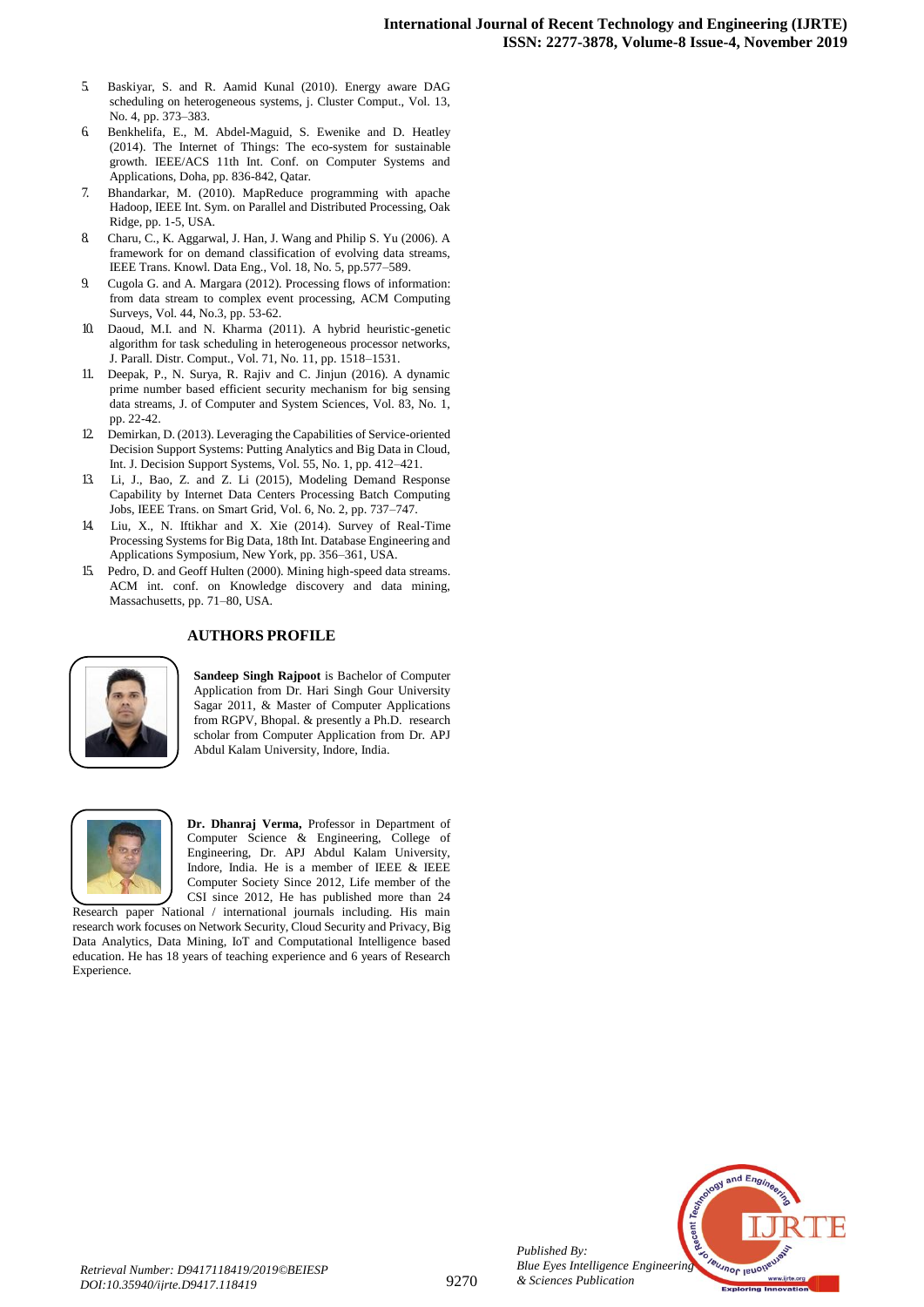5. Baskiyar, S. and R. Aamid Kunal (2010). Energy aware DAG scheduling on heterogeneous systems, j. Cluster Comput., Vol. 13, No. 4, pp. 373–383.
6. Benkhelifa, E., M. Abdel-Maguid, S. Ewenike and D. Heatley (2014). The Internet of Things: The eco-system for sustainable growth. IEEE/ACS 11th Int. Conf. on Computer Systems and Applications, Doha, pp. 836-842, Qatar.
7. Bhandarkar, M. (2010). MapReduce programming with apache Hadoop, IEEE Int. Sym. on Parallel and Distributed Processing, Oak Ridge, pp. 1-5, USA.
8. Charu, C., K. Aggarwal, J. Han, J. Wang and Philip S. Yu (2006). A framework for on demand classification of evolving data streams, IEEE Trans. Knowl. Data Eng., Vol. 18, No. 5, pp.577–589.
9. Cugola G. and A. Margara (2012). Processing flows of information: from data stream to complex event processing, ACM Computing Surveys, Vol. 44, No.3, pp. 53-62.
10. Daoud, M.I. and N. Kharma (2011). A hybrid heuristic-genetic algorithm for task scheduling in heterogeneous processor networks, J. Parall. Distr. Comput., Vol. 71, No. 11, pp. 1518–1531.
11. Deepak, P., N. Surya, R. Rajiv and C. Jinjun (2016). A dynamic prime number based efficient security mechanism for big sensing data streams, J. of Computer and System Sciences, Vol. 83, No. 1, pp. 22-42.
12. Demirkan, D. (2013). Leveraging the Capabilities of Service-oriented Decision Support Systems: Putting Analytics and Big Data in Cloud, Int. J. Decision Support Systems, Vol. 55, No. 1, pp. 412–421.
13. Li, J., Bao, Z. and Z. Li (2015), Modeling Demand Response Capability by Internet Data Centers Processing Batch Computing Jobs, IEEE Trans. on Smart Grid, Vol. 6, No. 2, pp. 737–747.
14. Liu, X., N. Iftikhar and X. Xie (2014). Survey of Real-Time Processing Systems for Big Data, 18th Int. Database Engineering and Applications Symposium, New York, pp. 356–361, USA.
15. Pedro, D. and Geoff Hulten (2000). Mining high-speed data streams. ACM int. conf. on Knowledge discovery and data mining, Massachusetts, pp. 71–80, USA.

## AUTHORS PROFILE

**Sandeep Singh Rajpoot** is Bachelor of Computer Application from Dr. Hari Singh Gour University Sagar 2011, & Master of Computer Applications from RGPV, Bhopal. & presently a Ph.D. research scholar from Computer Application from Dr. APJ Abdul Kalam University, Indore, India.

**Dr. Dhanraj Verma,** Professor in Department of Computer Science & Engineering, College of Engineering, Dr. APJ Abdul Kalam University, Indore, India. He is a member of IEEE & IEEE Computer Society Since 2012, Life member of the CSI since 2012, He has published more than 24 Research paper National / international journals including. His main research work focuses on Network Security, Cloud Security and Privacy, Big Data Analytics, Data Mining, IoT and Computational Intelligence based education. He has 18 years of teaching experience and 6 years of Research Experience.